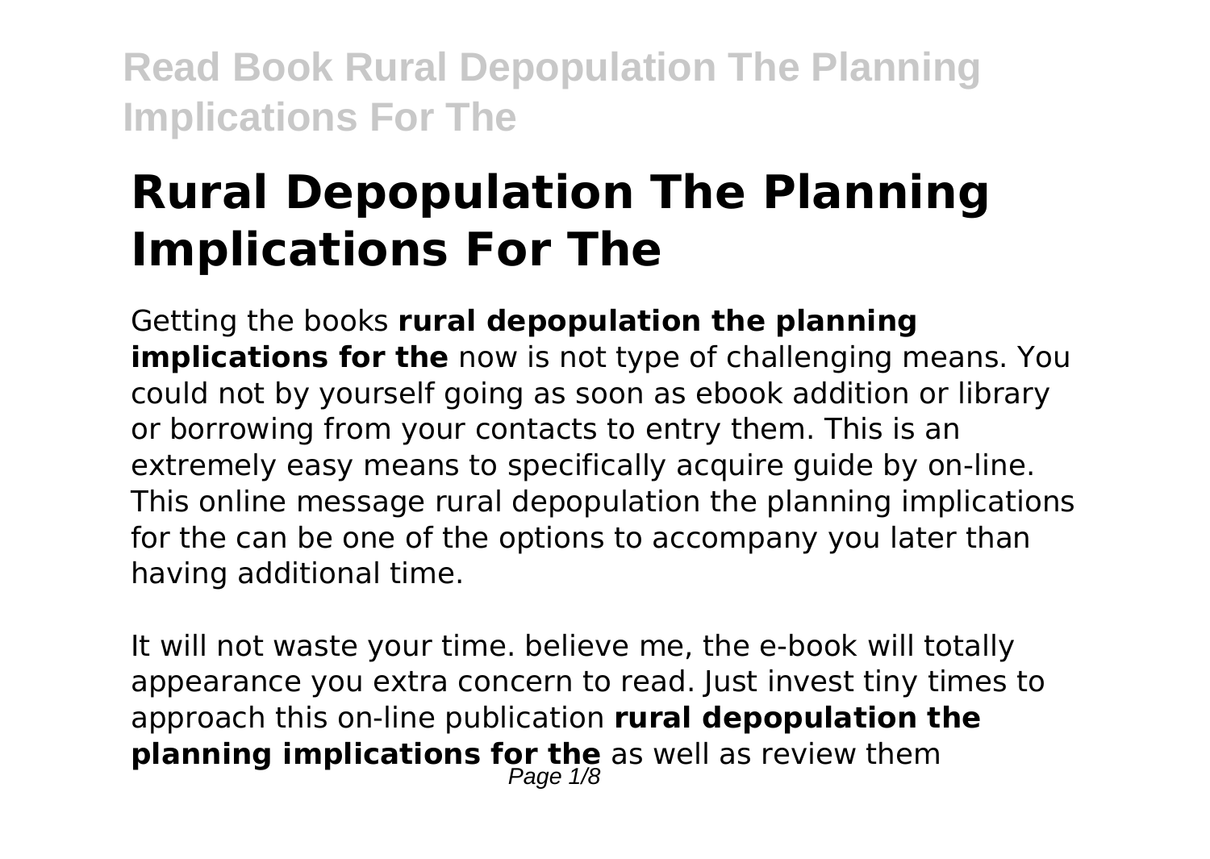# Rural Depopulation The Planning Implications For The

Getting the books **rural depopulation the planning implications for the** now is not type of challenging means. You could not by yourself going as soon as ebook addition or library or borrowing from your contacts to entry them. This is an extremely easy means to specifically acquire guide by on-line. This online message rural depopulation the planning implications for the can be one of the options to accompany you later than having additional time.

It will not waste your time. believe me, the e-book will totally appearance you extra concern to read. Just invest tiny times to approach this on-line publication **rural depopulation the planning implications for the** as well as review them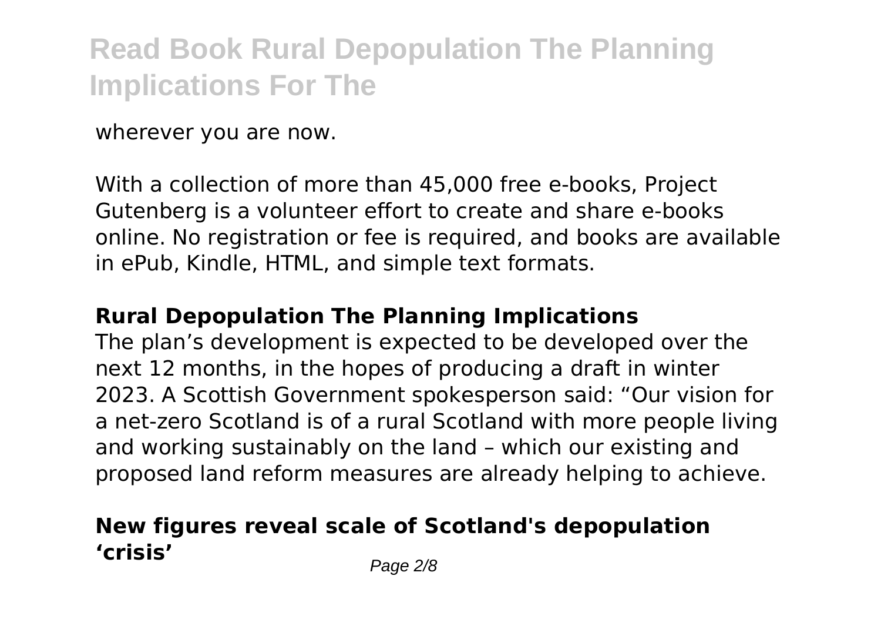wherever you are now.

With a collection of more than 45,000 free e-books, Project Gutenberg is a volunteer effort to create and share e-books online. No registration or fee is required, and books are available in ePub, Kindle, HTML, and simple text formats.

## Rural Depopulation The Planning Implications

The plan's development is expected to be developed over the next 12 months, in the hopes of producing a draft in winter 2023. A Scottish Government spokesperson said: "Our vision for a net-zero Scotland is of a rural Scotland with more people living and working sustainably on the land – which our existing and proposed land reform measures are already helping to achieve.

## New figures reveal scale of Scotland's depopulation 'crisis'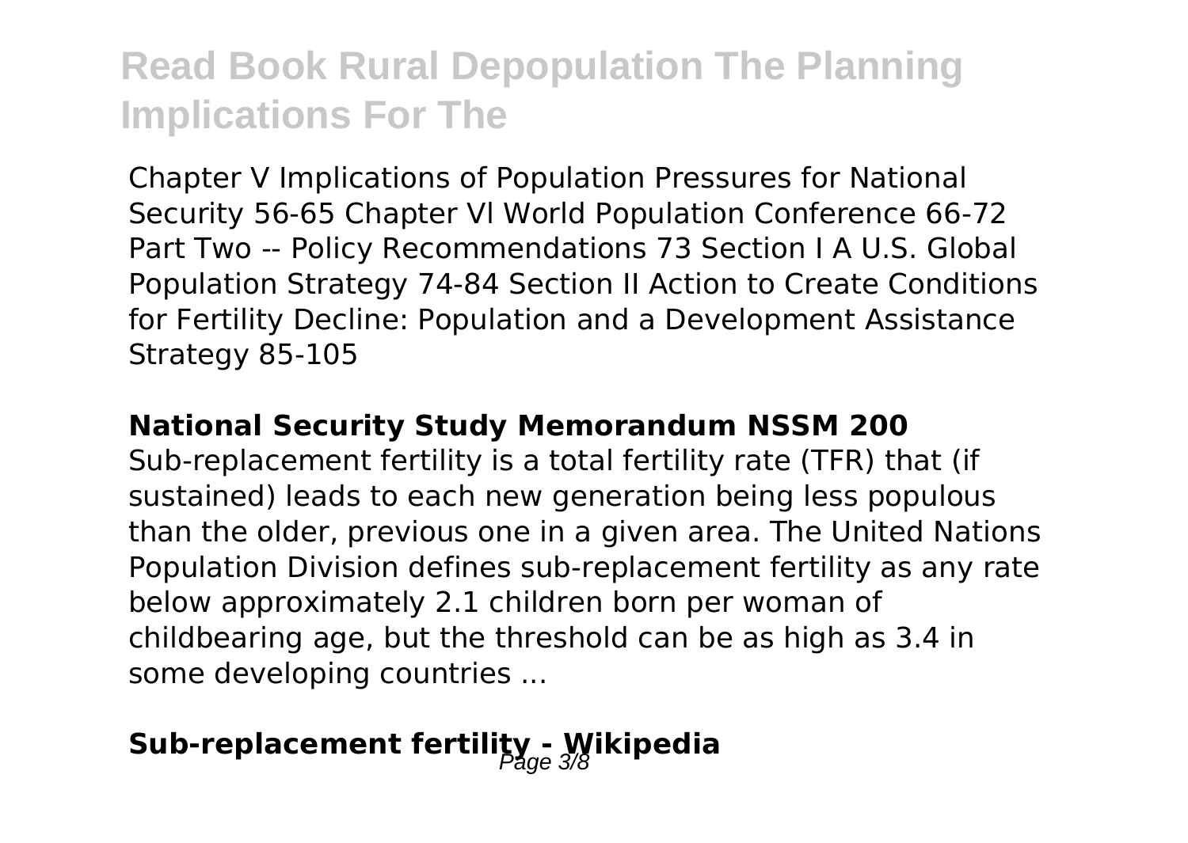Chapter V Implications of Population Pressures for National Security 56-65 Chapter Vl World Population Conference 66-72 Part Two -- Policy Recommendations 73 Section I A U.S. Global Population Strategy 74-84 Section II Action to Create Conditions for Fertility Decline: Population and a Development Assistance Strategy 85-105

### National Security Study Memorandum NSSM 200

Sub-replacement fertility is a total fertility rate (TFR) that (if sustained) leads to each new generation being less populous than the older, previous one in a given area. The United Nations Population Division defines sub-replacement fertility as any rate below approximately 2.1 children born per woman of childbearing age, but the threshold can be as high as 3.4 in some developing countries ...

## Sub-replacement fertility - Wikipedia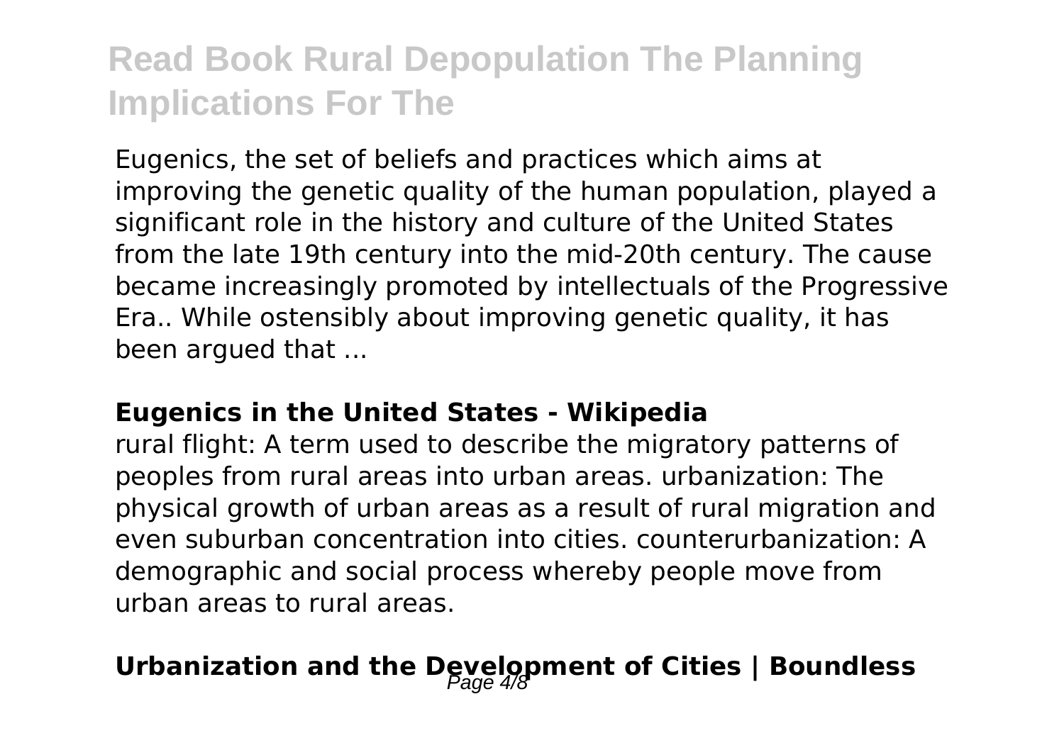Eugenics, the set of beliefs and practices which aims at improving the genetic quality of the human population, played a significant role in the history and culture of the United States from the late 19th century into the mid-20th century. The cause became increasingly promoted by intellectuals of the Progressive Era.. While ostensibly about improving genetic quality, it has been argued that ...

**Eugenics in the United States - Wikipedia**

rural flight: A term used to describe the migratory patterns of peoples from rural areas into urban areas. urbanization: The physical growth of urban areas as a result of rural migration and even suburban concentration into cities. counterurbanization: A demographic and social process whereby people move from urban areas to rural areas.

## Urbanization and the Development of Cities | Boundless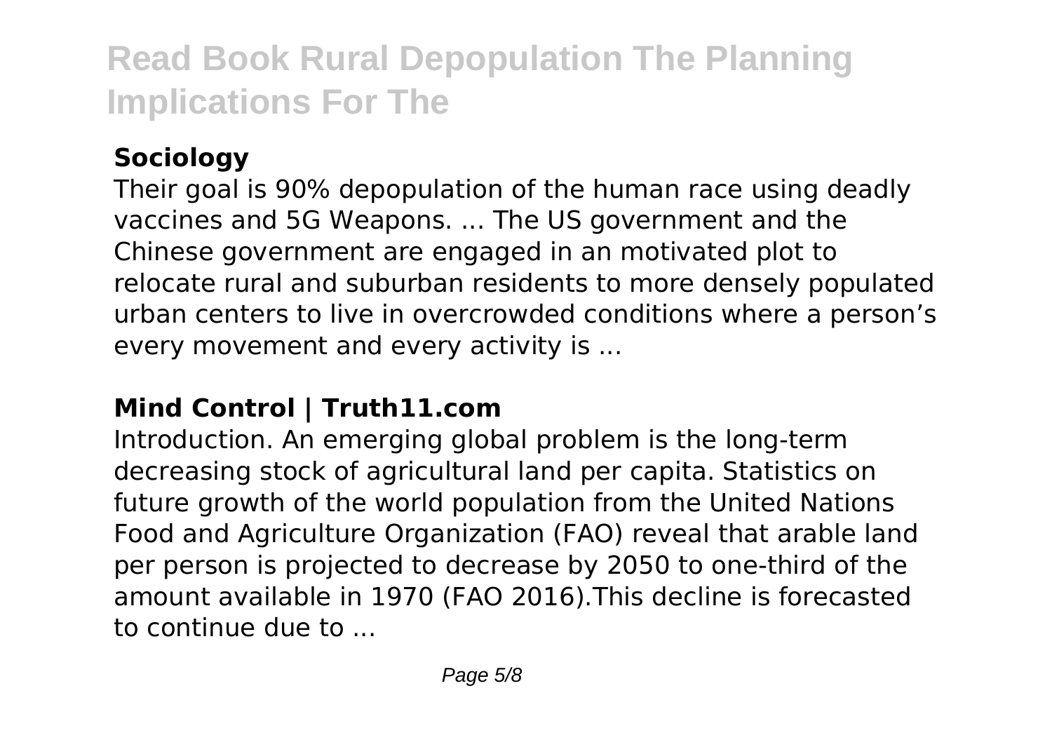## Sociology

Their goal is 90% depopulation of the human race using deadly vaccines and 5G Weapons. ... The US government and the Chinese government are engaged in an motivated plot to relocate rural and suburban residents to more densely populated urban centers to live in overcrowded conditions where a person's every movement and every activity is ...

## Mind Control | Truth11.com

Introduction. An emerging global problem is the long-term decreasing stock of agricultural land per capita. Statistics on future growth of the world population from the United Nations Food and Agriculture Organization (FAO) reveal that arable land per person is projected to decrease by 2050 to one-third of the amount available in 1970 (FAO 2016).This decline is forecasted to continue due to ...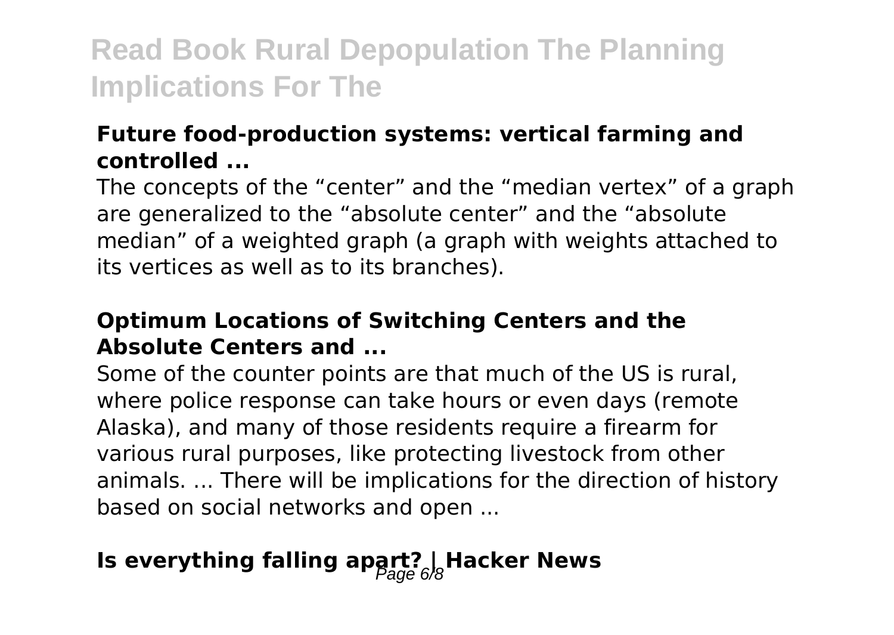### Future food-production systems: vertical farming and controlled ...

The concepts of the "center" and the "median vertex" of a graph are generalized to the "absolute center" and the "absolute median" of a weighted graph (a graph with weights attached to its vertices as well as to its branches).

### Optimum Locations of Switching Centers and the Absolute Centers and ...

Some of the counter points are that much of the US is rural, where police response can take hours or even days (remote Alaska), and many of those residents require a firearm for various rural purposes, like protecting livestock from other animals. ... There will be implications for the direction of history based on social networks and open ...

## Is everything falling apart? | Hacker News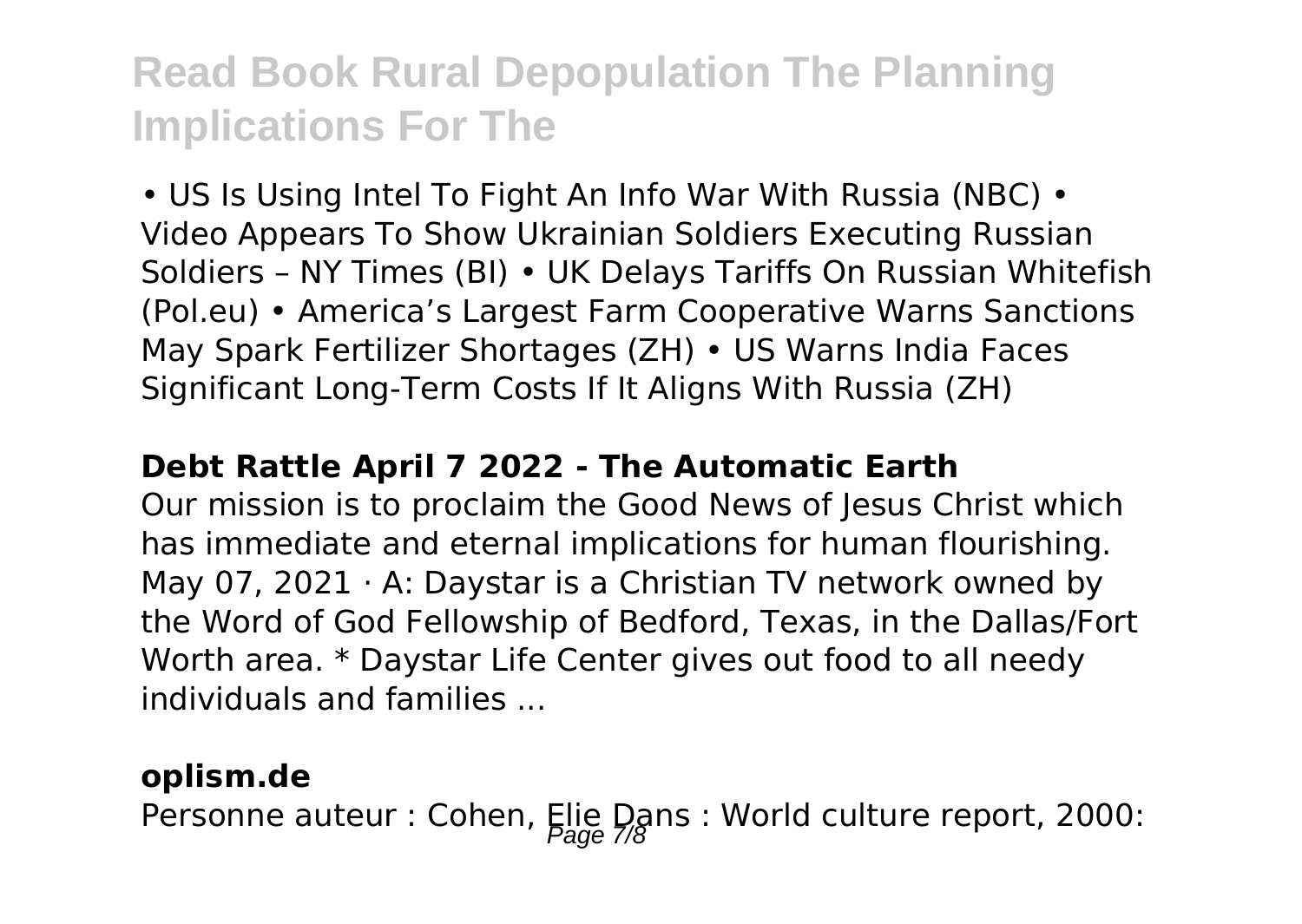• US Is Using Intel To Fight An Info War With Russia (NBC) • Video Appears To Show Ukrainian Soldiers Executing Russian Soldiers – NY Times (BI) • UK Delays Tariffs On Russian Whitefish (Pol.eu) • America's Largest Farm Cooperative Warns Sanctions May Spark Fertilizer Shortages (ZH) • US Warns India Faces Significant Long-Term Costs If It Aligns With Russia (ZH)

**Debt Rattle April 7 2022 - The Automatic Earth**

Our mission is to proclaim the Good News of Jesus Christ which has immediate and eternal implications for human flourishing. May 07, 2021 · A: Daystar is a Christian TV network owned by the Word of God Fellowship of Bedford, Texas, in the Dallas/Fort Worth area. * Daystar Life Center gives out food to all needy individuals and families ...

**oplism.de**

Personne auteur : Cohen, Elie Dans : World culture report, 2000: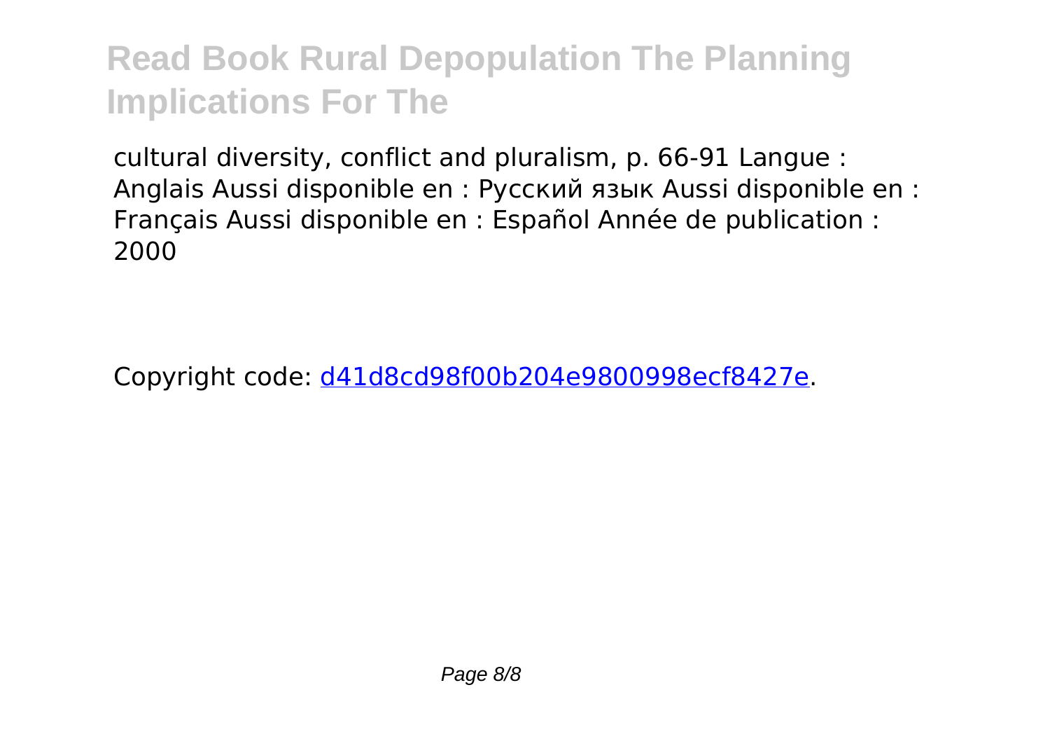cultural diversity, conflict and pluralism, p. 66-91 Langue : Anglais Aussi disponible en : Русский язык Aussi disponible en : Français Aussi disponible en : Español Année de publication : 2000

Copyright code: d41d8cd98f00b204e9800998ecf8427e.